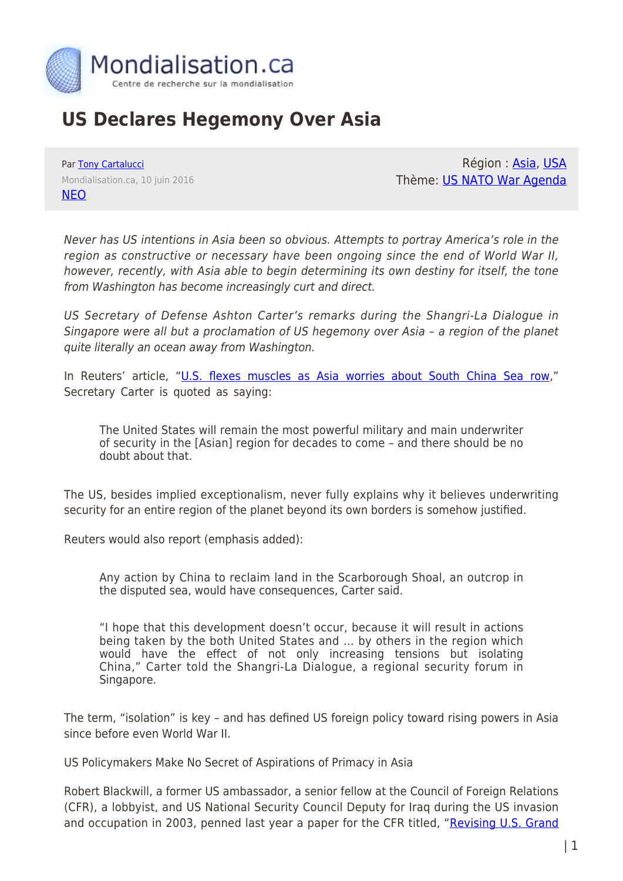# US Declares Hegemony Over Asia

Par [Tony Cartalucci]
Mondialisation.ca, 10 juin 2016
[NEO]

Région : [Asia], [USA]
Thème: [US NATO War Agenda]

*Never has US intentions in Asia been so obvious. Attempts to portray America's role in the region as constructive or necessary have been ongoing since the end of World War II, however, recently, with Asia able to begin determining its own destiny for itself, the tone from Washington has become increasingly curt and direct.*

*US Secretary of Defense Ashton Carter's remarks during the Shangri-La Dialogue in Singapore were all but a proclamation of US hegemony over Asia – a region of the planet quite literally an ocean away from Washington.*

In Reuters' article, "[U.S. flexes muscles as Asia worries about South China Sea row]," Secretary Carter is quoted as saying:

> The United States will remain the most powerful military and main underwriter of security in the [Asian] region for decades to come – and there should be no doubt about that.

The US, besides implied exceptionalism, never fully explains why it believes underwriting security for an entire region of the planet beyond its own borders is somehow justified.

Reuters would also report (emphasis added):

> Any action by China to reclaim land in the Scarborough Shoal, an outcrop in the disputed sea, would have consequences, Carter said.
>
> "I hope that this development doesn't occur, because it will result in actions being taken by the both United States and … by others in the region which would have the effect of not only increasing tensions but isolating China," Carter told the Shangri-La Dialogue, a regional security forum in Singapore.

The term, "isolation" is key – and has defined US foreign policy toward rising powers in Asia since before even World War II.

US Policymakers Make No Secret of Aspirations of Primacy in Asia

Robert Blackwill, a former US ambassador, a senior fellow at the Council of Foreign Relations (CFR), a lobbyist, and US National Security Council Deputy for Iraq during the US invasion and occupation in 2003, penned last year a paper for the CFR titled, "[Revising U.S. Grand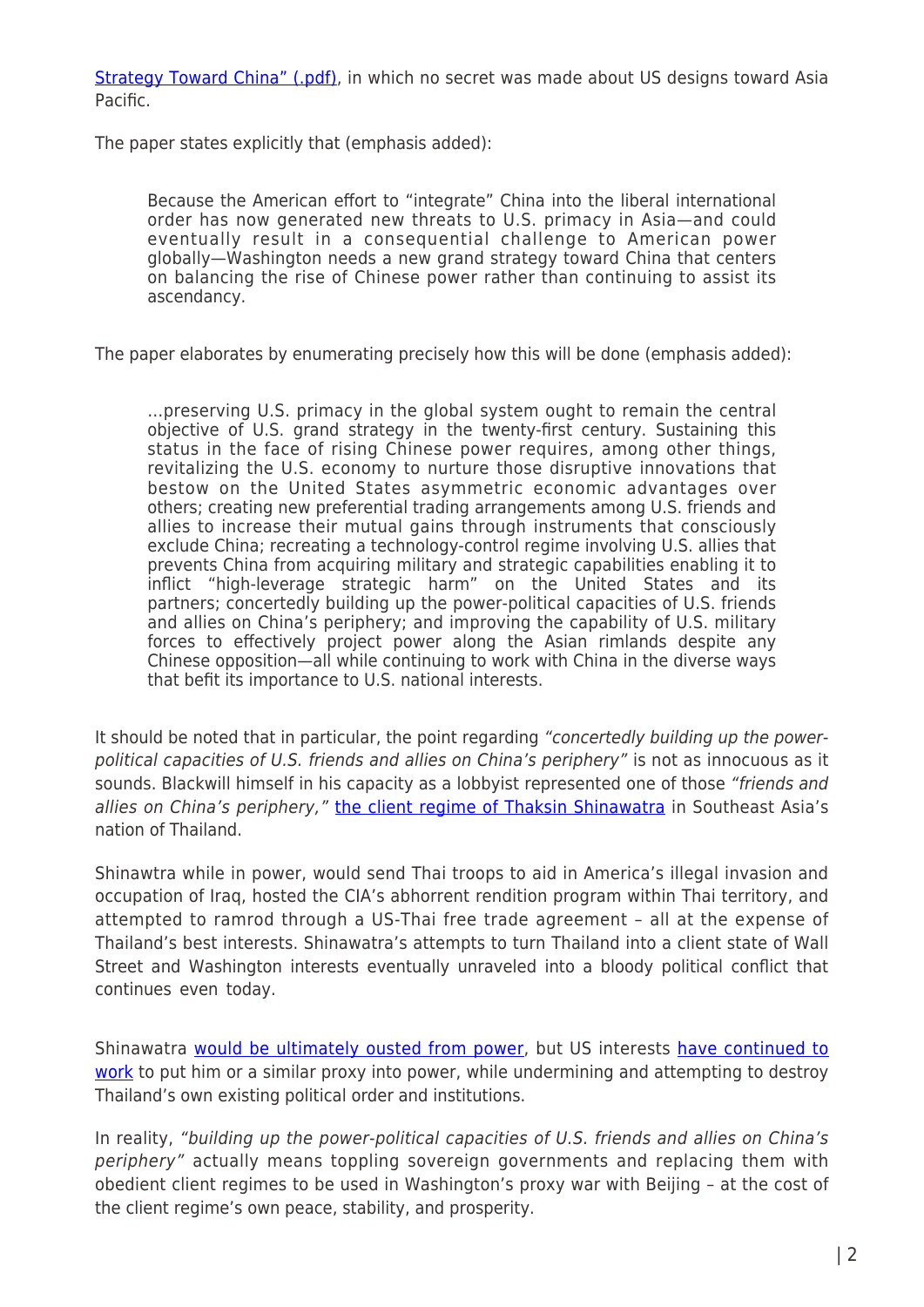Strategy Toward China" (.pdf), in which no secret was made about US designs toward Asia Pacific.

The paper states explicitly that (emphasis added):

> Because the American effort to "integrate" China into the liberal international order has now generated new threats to U.S. primacy in Asia—and could eventually result in a consequential challenge to American power globally—Washington needs a new grand strategy toward China that centers on balancing the rise of Chinese power rather than continuing to assist its ascendancy.

The paper elaborates by enumerating precisely how this will be done (emphasis added):

> …preserving U.S. primacy in the global system ought to remain the central objective of U.S. grand strategy in the twenty-first century. Sustaining this status in the face of rising Chinese power requires, among other things, revitalizing the U.S. economy to nurture those disruptive innovations that bestow on the United States asymmetric economic advantages over others; creating new preferential trading arrangements among U.S. friends and allies to increase their mutual gains through instruments that consciously exclude China; recreating a technology-control regime involving U.S. allies that prevents China from acquiring military and strategic capabilities enabling it to inflict "high-leverage strategic harm" on the United States and its partners; concertedly building up the power-political capacities of U.S. friends and allies on China's periphery; and improving the capability of U.S. military forces to effectively project power along the Asian rimlands despite any Chinese opposition—all while continuing to work with China in the diverse ways that befit its importance to U.S. national interests.

It should be noted that in particular, the point regarding *"concertedly building up the power-political capacities of U.S. friends and allies on China's periphery"* is not as innocuous as it sounds. Blackwill himself in his capacity as a lobbyist represented one of those *"friends and allies on China's periphery,"* the client regime of Thaksin Shinawatra in Southeast Asia's nation of Thailand.

Shinawtra while in power, would send Thai troops to aid in America's illegal invasion and occupation of Iraq, hosted the CIA's abhorrent rendition program within Thai territory, and attempted to ramrod through a US-Thai free trade agreement – all at the expense of Thailand's best interests. Shinawatra's attempts to turn Thailand into a client state of Wall Street and Washington interests eventually unraveled into a bloody political conflict that continues even today.

Shinawatra would be ultimately ousted from power, but US interests have continued to work to put him or a similar proxy into power, while undermining and attempting to destroy Thailand's own existing political order and institutions.

In reality, *"building up the power-political capacities of U.S. friends and allies on China's periphery"* actually means toppling sovereign governments and replacing them with obedient client regimes to be used in Washington's proxy war with Beijing – at the cost of the client regime's own peace, stability, and prosperity.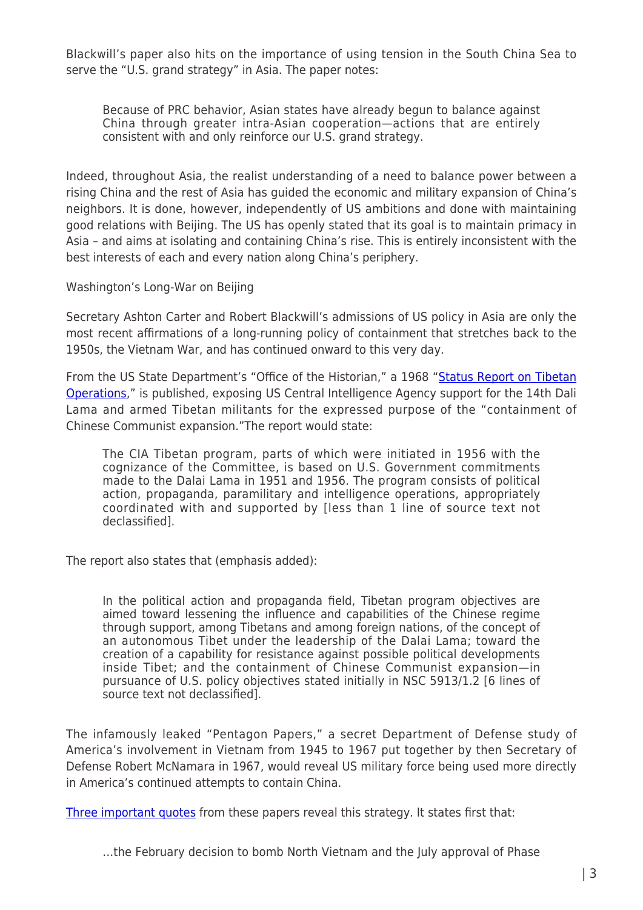Blackwill's paper also hits on the importance of using tension in the South China Sea to serve the "U.S. grand strategy" in Asia. The paper notes:

> Because of PRC behavior, Asian states have already begun to balance against China through greater intra-Asian cooperation—actions that are entirely consistent with and only reinforce our U.S. grand strategy.

Indeed, throughout Asia, the realist understanding of a need to balance power between a rising China and the rest of Asia has guided the economic and military expansion of China's neighbors. It is done, however, independently of US ambitions and done with maintaining good relations with Beijing. The US has openly stated that its goal is to maintain primacy in Asia – and aims at isolating and containing China's rise. This is entirely inconsistent with the best interests of each and every nation along China's periphery.

Washington's Long-War on Beijing

Secretary Ashton Carter and Robert Blackwill's admissions of US policy in Asia are only the most recent affirmations of a long-running policy of containment that stretches back to the 1950s, the Vietnam War, and has continued onward to this very day.

From the US State Department's "Office of the Historian," a 1968 "Status Report on Tibetan Operations," is published, exposing US Central Intelligence Agency support for the 14th Dali Lama and armed Tibetan militants for the expressed purpose of the "containment of Chinese Communist expansion."The report would state:

> The CIA Tibetan program, parts of which were initiated in 1956 with the cognizance of the Committee, is based on U.S. Government commitments made to the Dalai Lama in 1951 and 1956. The program consists of political action, propaganda, paramilitary and intelligence operations, appropriately coordinated with and supported by [less than 1 line of source text not declassified].

The report also states that (emphasis added):

> In the political action and propaganda field, Tibetan program objectives are aimed toward lessening the influence and capabilities of the Chinese regime through support, among Tibetans and among foreign nations, of the concept of an autonomous Tibet under the leadership of the Dalai Lama; toward the creation of a capability for resistance against possible political developments inside Tibet; and the containment of Chinese Communist expansion—in pursuance of U.S. policy objectives stated initially in NSC 5913/1.2 [6 lines of source text not declassified].

The infamously leaked "Pentagon Papers," a secret Department of Defense study of America's involvement in Vietnam from 1945 to 1967 put together by then Secretary of Defense Robert McNamara in 1967, would reveal US military force being used more directly in America's continued attempts to contain China.

Three important quotes from these papers reveal this strategy. It states first that:

> …the February decision to bomb North Vietnam and the July approval of Phase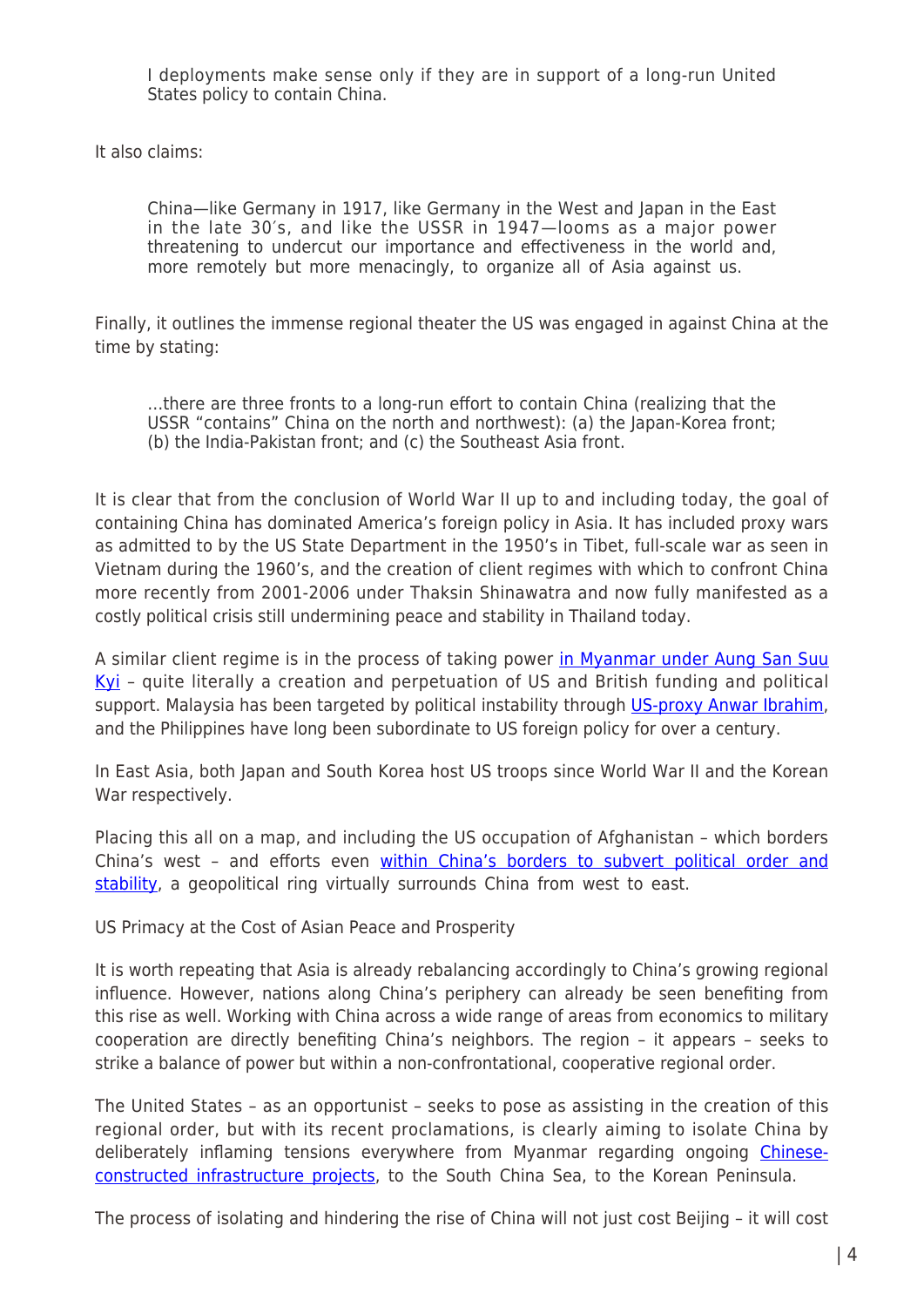> I deployments make sense only if they are in support of a long-run United States policy to contain China.

It also claims:

> China—like Germany in 1917, like Germany in the West and Japan in the East in the late 30′s, and like the USSR in 1947—looms as a major power threatening to undercut our importance and effectiveness in the world and, more remotely but more menacingly, to organize all of Asia against us.

Finally, it outlines the immense regional theater the US was engaged in against China at the time by stating:

> …there are three fronts to a long-run effort to contain China (realizing that the USSR "contains" China on the north and northwest): (a) the Japan-Korea front; (b) the India-Pakistan front; and (c) the Southeast Asia front.

It is clear that from the conclusion of World War II up to and including today, the goal of containing China has dominated America's foreign policy in Asia. It has included proxy wars as admitted to by the US State Department in the 1950's in Tibet, full-scale war as seen in Vietnam during the 1960's, and the creation of client regimes with which to confront China more recently from 2001-2006 under Thaksin Shinawatra and now fully manifested as a costly political crisis still undermining peace and stability in Thailand today.

A similar client regime is in the process of taking power in Myanmar under Aung San Suu Kyi – quite literally a creation and perpetuation of US and British funding and political support. Malaysia has been targeted by political instability through US-proxy Anwar Ibrahim, and the Philippines have long been subordinate to US foreign policy for over a century.

In East Asia, both Japan and South Korea host US troops since World War II and the Korean War respectively.

Placing this all on a map, and including the US occupation of Afghanistan – which borders China's west – and efforts even within China's borders to subvert political order and stability, a geopolitical ring virtually surrounds China from west to east.

## US Primacy at the Cost of Asian Peace and Prosperity

It is worth repeating that Asia is already rebalancing accordingly to China's growing regional influence. However, nations along China's periphery can already be seen benefiting from this rise as well. Working with China across a wide range of areas from economics to military cooperation are directly benefiting China's neighbors. The region – it appears – seeks to strike a balance of power but within a non-confrontational, cooperative regional order.

The United States – as an opportunist – seeks to pose as assisting in the creation of this regional order, but with its recent proclamations, is clearly aiming to isolate China by deliberately inflaming tensions everywhere from Myanmar regarding ongoing Chinese-constructed infrastructure projects, to the South China Sea, to the Korean Peninsula.

The process of isolating and hindering the rise of China will not just cost Beijing – it will cost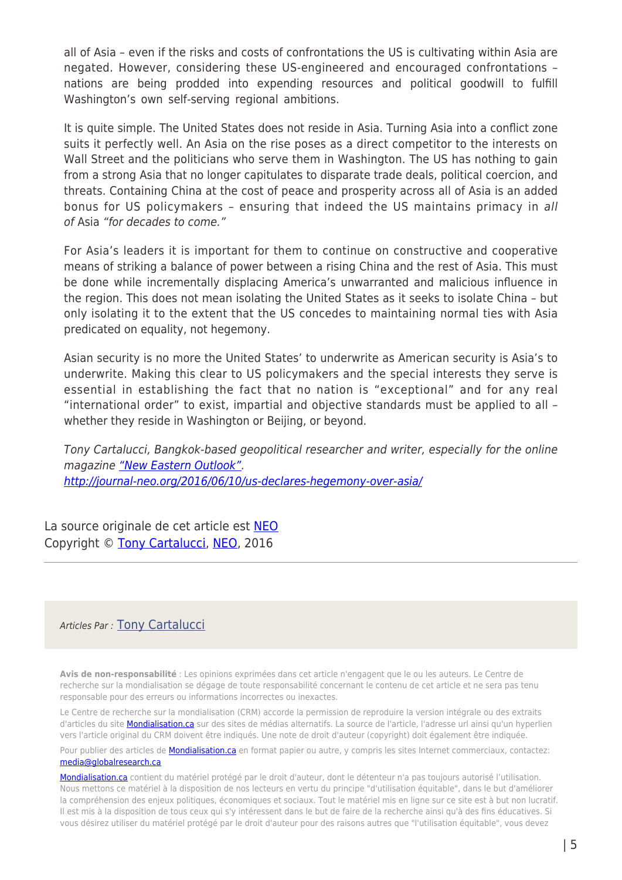all of Asia – even if the risks and costs of confrontations the US is cultivating within Asia are negated. However, considering these US-engineered and encouraged confrontations – nations are being prodded into expending resources and political goodwill to fulfill Washington's own self-serving regional ambitions.

It is quite simple. The United States does not reside in Asia. Turning Asia into a conflict zone suits it perfectly well. An Asia on the rise poses as a direct competitor to the interests on Wall Street and the politicians who serve them in Washington. The US has nothing to gain from a strong Asia that no longer capitulates to disparate trade deals, political coercion, and threats. Containing China at the cost of peace and prosperity across all of Asia is an added bonus for US policymakers – ensuring that indeed the US maintains primacy in *all of* Asia *"for decades to come."*

For Asia's leaders it is important for them to continue on constructive and cooperative means of striking a balance of power between a rising China and the rest of Asia. This must be done while incrementally displacing America's unwarranted and malicious influence in the region. This does not mean isolating the United States as it seeks to isolate China – but only isolating it to the extent that the US concedes to maintaining normal ties with Asia predicated on equality, not hegemony.

Asian security is no more the United States' to underwrite as American security is Asia's to underwrite. Making this clear to US policymakers and the special interests they serve is essential in establishing the fact that no nation is "exceptional" and for any real "international order" to exist, impartial and objective standards must be applied to all – whether they reside in Washington or Beijing, or beyond.

*Tony Cartalucci, Bangkok-based geopolitical researcher and writer, especially for the online magazine "New Eastern Outlook".*
*http://journal-neo.org/2016/06/10/us-declares-hegemony-over-asia/*

La source originale de cet article est NEO
Copyright © Tony Cartalucci, NEO, 2016

---

*Articles Par :* Tony Cartalucci

**Avis de non-responsabilité** : Les opinions exprimées dans cet article n'engagent que le ou les auteurs. Le Centre de recherche sur la mondialisation se dégage de toute responsabilité concernant le contenu de cet article et ne sera pas tenu responsable pour des erreurs ou informations incorrectes ou inexactes.

Le Centre de recherche sur la mondialisation (CRM) accorde la permission de reproduire la version intégrale ou des extraits d'articles du site Mondialisation.ca sur des sites de médias alternatifs. La source de l'article, l'adresse url ainsi qu'un hyperlien vers l'article original du CRM doivent être indiqués. Une note de droit d'auteur (copyright) doit également être indiquée.

Pour publier des articles de Mondialisation.ca en format papier ou autre, y compris les sites Internet commerciaux, contactez: media@globalresearch.ca

Mondialisation.ca contient du matériel protégé par le droit d'auteur, dont le détenteur n'a pas toujours autorisé l'utilisation. Nous mettons ce matériel à la disposition de nos lecteurs en vertu du principe "d'utilisation équitable", dans le but d'améliorer la compréhension des enjeux politiques, économiques et sociaux. Tout le matériel mis en ligne sur ce site est à but non lucratif. Il est mis à la disposition de tous ceux qui s'y intéressent dans le but de faire de la recherche ainsi qu'à des fins éducatives. Si vous désirez utiliser du matériel protégé par le droit d'auteur pour des raisons autres que "l'utilisation équitable", vous devez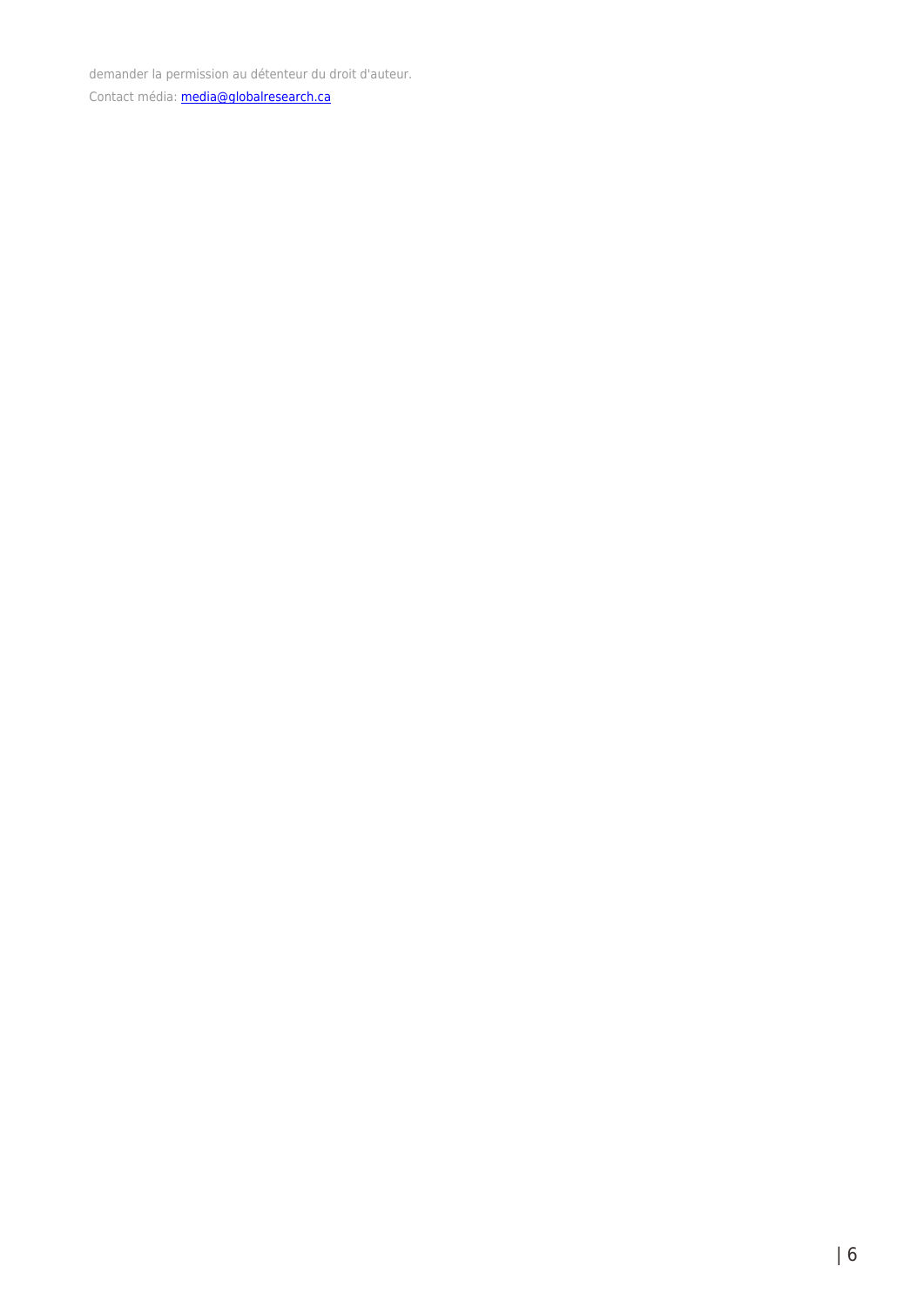demander la permission au détenteur du droit d'auteur.

Contact média: [media@globalresearch.ca](mailto:media@globalresearch.ca)